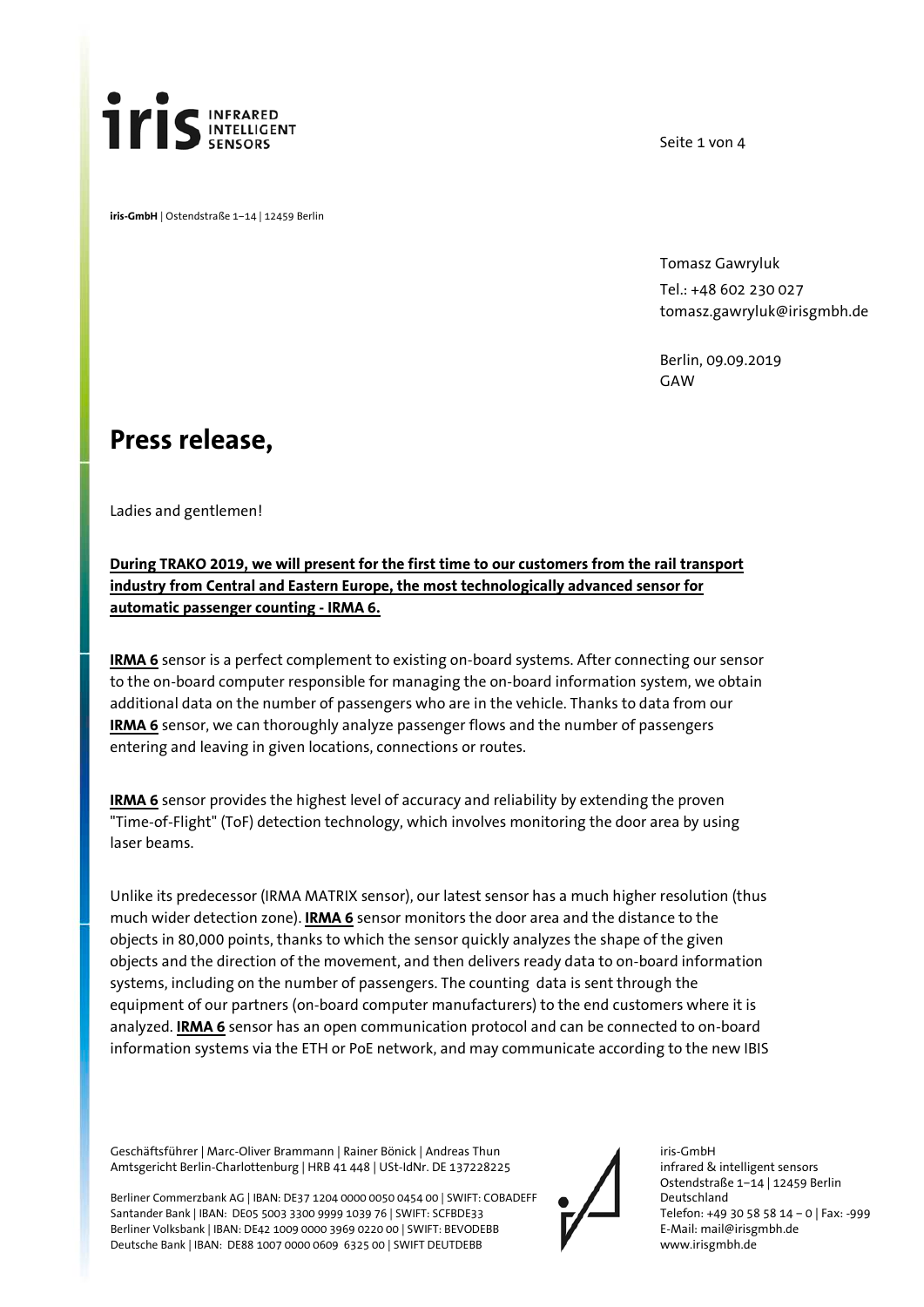**iris** INFRARED INTELLIGENT SENSORS

**iris-GmbH** | Ostendstraße 1–14 | 12459 Berlin

Tomasz Gawryluk
Tel.: +48 602 230 027
tomasz.gawryluk@irisgmbh.de

Berlin, 09.09.2019
GAW

# Press release,

Ladies and gentlemen!

**During TRAKO 2019, we will present for the first time to our customers from the rail transport industry from Central and Eastern Europe, the most technologically advanced sensor for automatic passenger counting - IRMA 6.**

**IRMA 6** sensor is a perfect complement to existing on-board systems. After connecting our sensor to the on-board computer responsible for managing the on-board information system, we obtain additional data on the number of passengers who are in the vehicle. Thanks to data from our **IRMA 6** sensor, we can thoroughly analyze passenger flows and the number of passengers entering and leaving in given locations, connections or routes.

**IRMA 6** sensor provides the highest level of accuracy and reliability by extending the proven "Time-of-Flight" (ToF) detection technology, which involves monitoring the door area by using laser beams.

Unlike its predecessor (IRMA MATRIX sensor), our latest sensor has a much higher resolution (thus much wider detection zone). **IRMA 6** sensor monitors the door area and the distance to the objects in 80,000 points, thanks to which the sensor quickly analyzes the shape of the given objects and the direction of the movement, and then delivers ready data to on-board information systems, including on the number of passengers. The counting data is sent through the equipment of our partners (on-board computer manufacturers) to the end customers where it is analyzed. **IRMA 6** sensor has an open communication protocol and can be connected to on-board information systems via the ETH or PoE network, and may communicate according to the new IBIS

Geschäftsführer | Marc-Oliver Brammann | Rainer Bönick | Andreas Thun
Amtsgericht Berlin-Charlottenburg | HRB 41 448 | USt-IdNr. DE 137228225

Berliner Commerzbank AG | IBAN: DE37 1204 0000 0050 0454 00 | SWIFT: COBADEFF
Santander Bank | IBAN: DE05 5003 3300 9999 1039 76 | SWIFT: SCFBDE33
Berliner Volksbank | IBAN: DE42 1009 0000 3969 0220 00 | SWIFT: BEVODEBB
Deutsche Bank | IBAN: DE88 1007 0000 0609 6325 00 | SWIFT DEUTDEBB

iris-GmbH
infrared & intelligent sensors
Ostendstraße 1–14 | 12459 Berlin
Deutschland
Telefon: +49 30 58 58 14 – 0 | Fax: -999
E-Mail: mail@irisgmbh.de
www.irisgmbh.de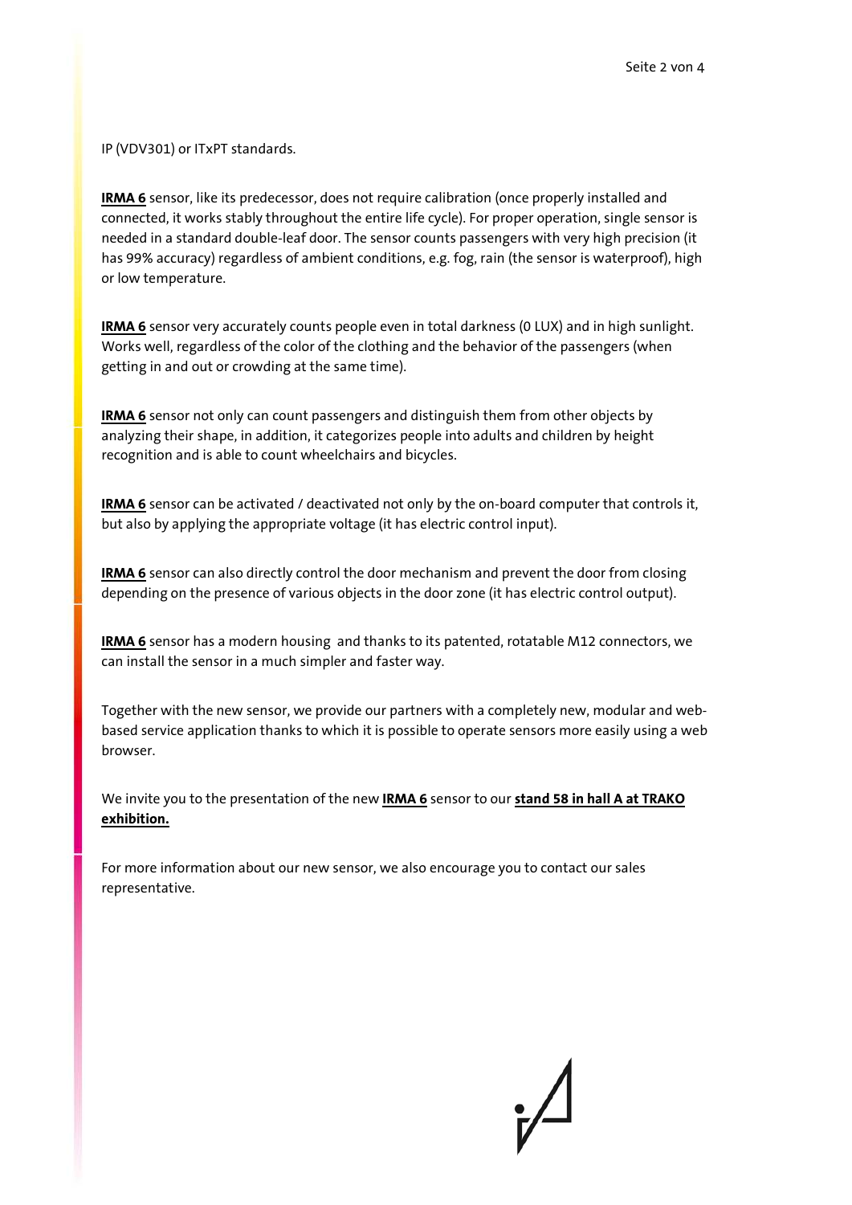IP (VDV301) or ITxPT standards.

**IRMA 6** sensor, like its predecessor, does not require calibration (once properly installed and connected, it works stably throughout the entire life cycle). For proper operation, single sensor is needed in a standard double-leaf door. The sensor counts passengers with very high precision (it has 99% accuracy) regardless of ambient conditions, e.g. fog, rain (the sensor is waterproof), high or low temperature.

**IRMA 6** sensor very accurately counts people even in total darkness (0 LUX) and in high sunlight. Works well, regardless of the color of the clothing and the behavior of the passengers (when getting in and out or crowding at the same time).

**IRMA 6** sensor not only can count passengers and distinguish them from other objects by analyzing their shape, in addition, it categorizes people into adults and children by height recognition and is able to count wheelchairs and bicycles.

**IRMA 6** sensor can be activated / deactivated not only by the on-board computer that controls it, but also by applying the appropriate voltage (it has electric control input).

**IRMA 6** sensor can also directly control the door mechanism and prevent the door from closing depending on the presence of various objects in the door zone (it has electric control output).

**IRMA 6** sensor has a modern housing and thanks to its patented, rotatable M12 connectors, we can install the sensor in a much simpler and faster way.

Together with the new sensor, we provide our partners with a completely new, modular and web-based service application thanks to which it is possible to operate sensors more easily using a web browser.

We invite you to the presentation of the new **IRMA 6** sensor to our **stand 58 in hall A at TRAKO exhibition.**

For more information about our new sensor, we also encourage you to contact our sales representative.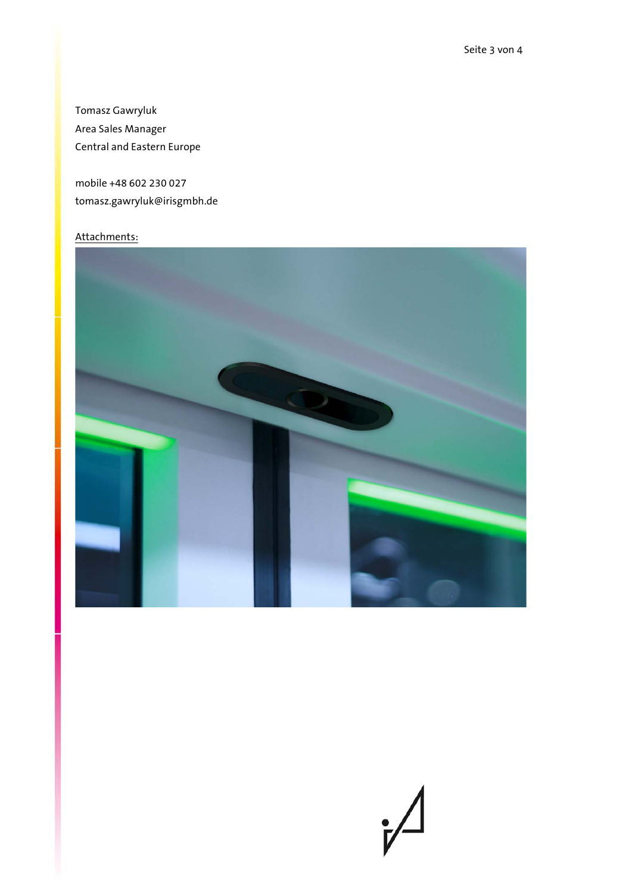Tomasz Gawryluk
Area Sales Manager
Central and Eastern Europe

mobile +48 602 230 027
tomasz.gawryluk@irisgmbh.de

Attachments: